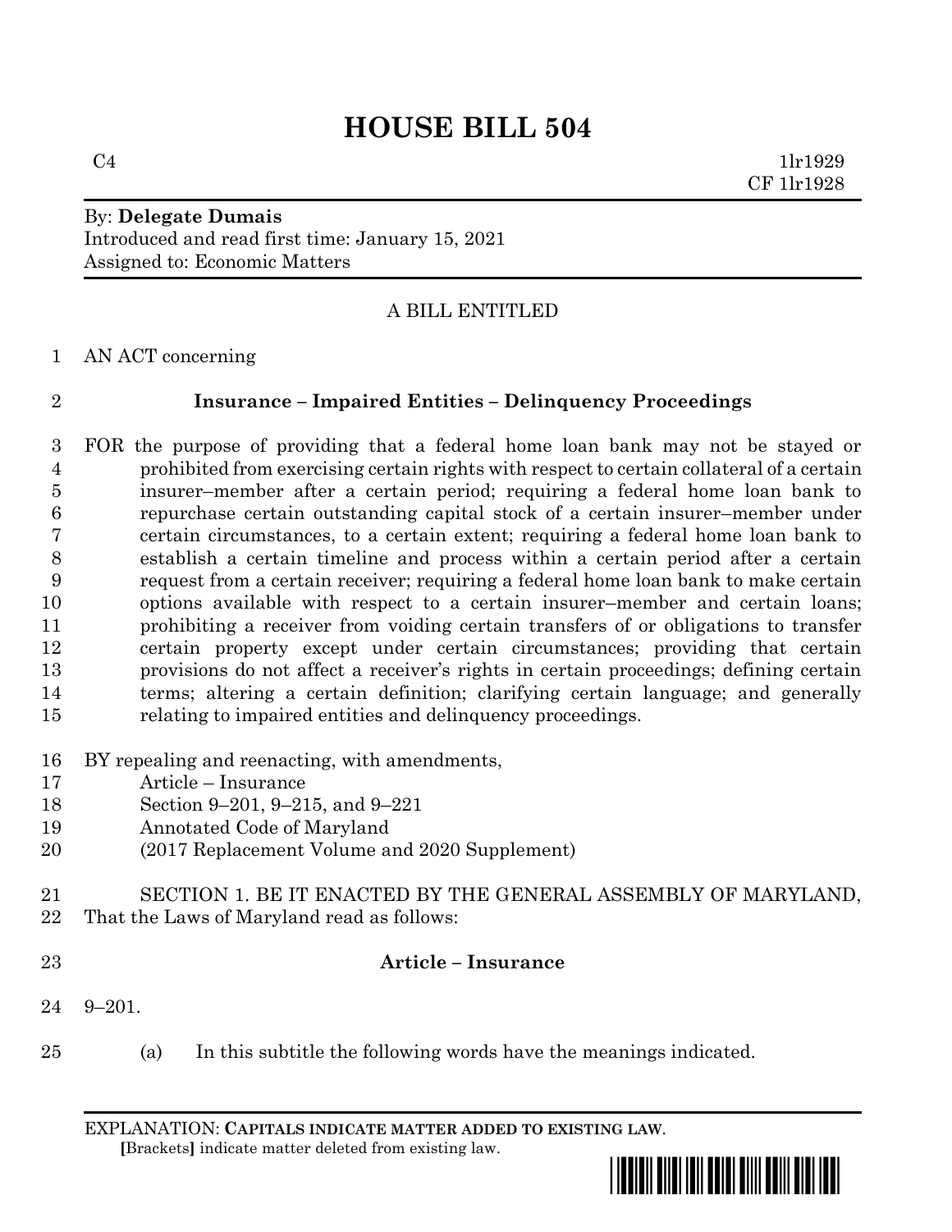# HOUSE BILL 504

C4 1lr1929
CF 1lr1928

By: **Delegate Dumais**
Introduced and read first time: January 15, 2021
Assigned to: Economic Matters

A BILL ENTITLED

AN ACT concerning

**Insurance – Impaired Entities – Delinquency Proceedings**

FOR the purpose of providing that a federal home loan bank may not be stayed or prohibited from exercising certain rights with respect to certain collateral of a certain insurer–member after a certain period; requiring a federal home loan bank to repurchase certain outstanding capital stock of a certain insurer–member under certain circumstances, to a certain extent; requiring a federal home loan bank to establish a certain timeline and process within a certain period after a certain request from a certain receiver; requiring a federal home loan bank to make certain options available with respect to a certain insurer–member and certain loans; prohibiting a receiver from voiding certain transfers of or obligations to transfer certain property except under certain circumstances; providing that certain provisions do not affect a receiver's rights in certain proceedings; defining certain terms; altering a certain definition; clarifying certain language; and generally relating to impaired entities and delinquency proceedings.

BY repealing and reenacting, with amendments,
Article – Insurance
Section 9–201, 9–215, and 9–221
Annotated Code of Maryland
(2017 Replacement Volume and 2020 Supplement)

SECTION 1. BE IT ENACTED BY THE GENERAL ASSEMBLY OF MARYLAND, That the Laws of Maryland read as follows:

**Article – Insurance**

9–201.

(a) In this subtitle the following words have the meanings indicated.

EXPLANATION: **CAPITALS INDICATE MATTER ADDED TO EXISTING LAW**.
[Brackets] indicate matter deleted from existing law.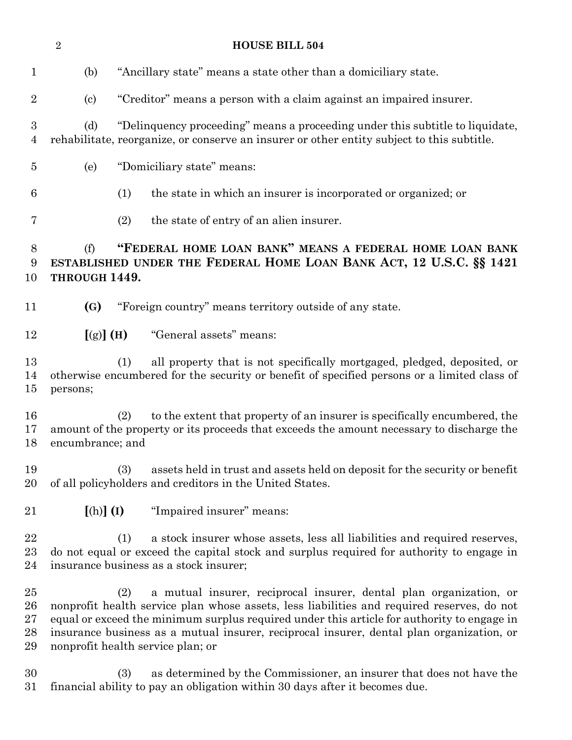(b) "Ancillary state" means a state other than a domiciliary state.

(c) "Creditor" means a person with a claim against an impaired insurer.

(d) "Delinquency proceeding" means a proceeding under this subtitle to liquidate, rehabilitate, reorganize, or conserve an insurer or other entity subject to this subtitle.

(e) "Domiciliary state" means:

(1) the state in which an insurer is incorporated or organized; or

(2) the state of entry of an alien insurer.

(f) **"FEDERAL HOME LOAN BANK" MEANS A FEDERAL HOME LOAN BANK ESTABLISHED UNDER THE FEDERAL HOME LOAN BANK ACT, 12 U.S.C. §§ 1421 THROUGH 1449.**

**(G)** "Foreign country" means territory outside of any state.

**[**(g)**] (H)** "General assets" means:

(1) all property that is not specifically mortgaged, pledged, deposited, or otherwise encumbered for the security or benefit of specified persons or a limited class of persons;

(2) to the extent that property of an insurer is specifically encumbered, the amount of the property or its proceeds that exceeds the amount necessary to discharge the encumbrance; and

(3) assets held in trust and assets held on deposit for the security or benefit of all policyholders and creditors in the United States.

**[**(h)**] (I)** "Impaired insurer" means:

(1) a stock insurer whose assets, less all liabilities and required reserves, do not equal or exceed the capital stock and surplus required for authority to engage in insurance business as a stock insurer;

(2) a mutual insurer, reciprocal insurer, dental plan organization, or nonprofit health service plan whose assets, less liabilities and required reserves, do not equal or exceed the minimum surplus required under this article for authority to engage in insurance business as a mutual insurer, reciprocal insurer, dental plan organization, or nonprofit health service plan; or

(3) as determined by the Commissioner, an insurer that does not have the financial ability to pay an obligation within 30 days after it becomes due.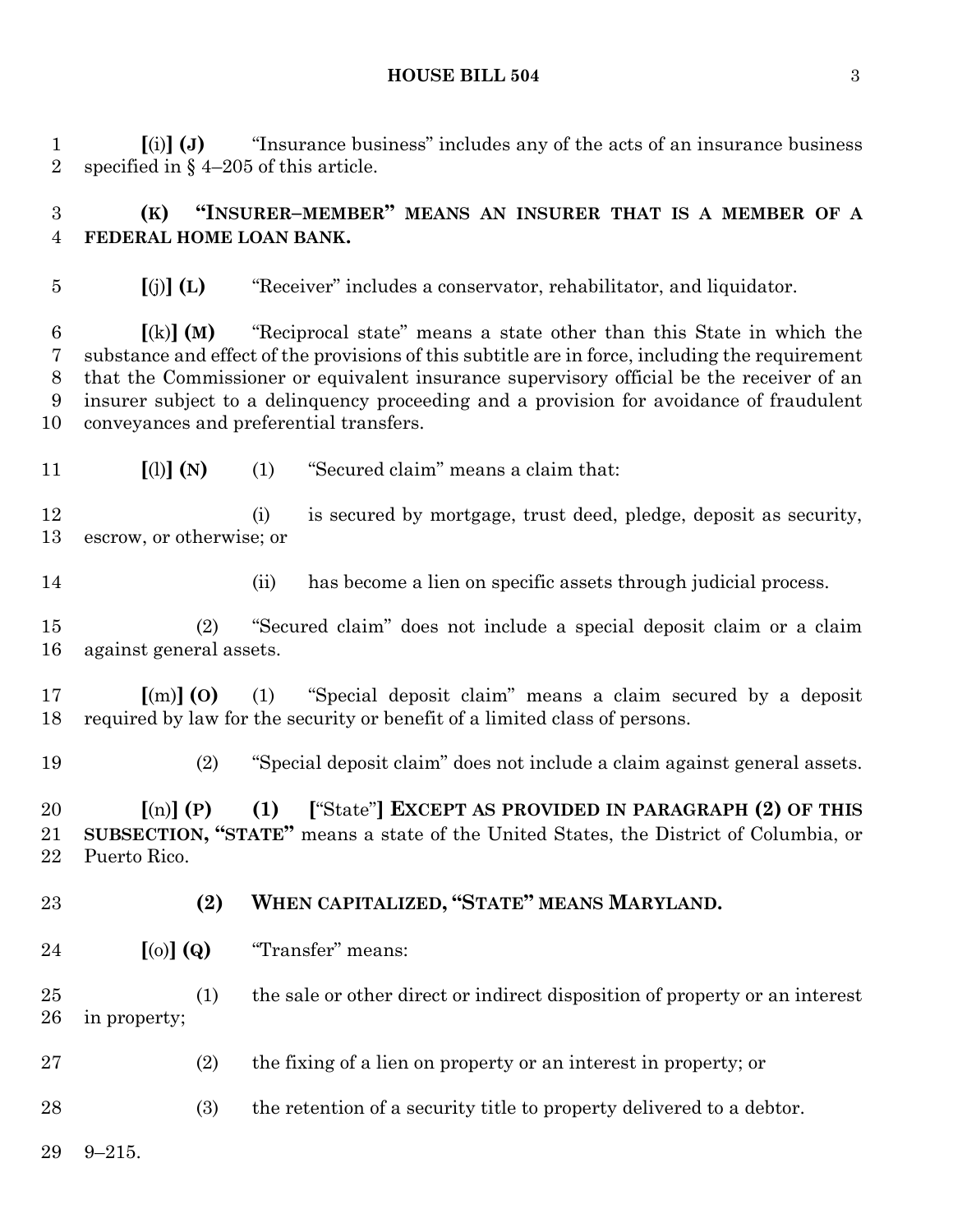**[**(i)**] (J)** "Insurance business" includes any of the acts of an insurance business specified in § 4–205 of this article.

**(K) "INSURER–MEMBER" MEANS AN INSURER THAT IS A MEMBER OF A FEDERAL HOME LOAN BANK.**

**[**(j)**] (L)** "Receiver" includes a conservator, rehabilitator, and liquidator.

**[**(k)**] (M)** "Reciprocal state" means a state other than this State in which the substance and effect of the provisions of this subtitle are in force, including the requirement that the Commissioner or equivalent insurance supervisory official be the receiver of an insurer subject to a delinquency proceeding and a provision for avoidance of fraudulent conveyances and preferential transfers.

**[**(l)**] (N)** (1) "Secured claim" means a claim that:

(i) is secured by mortgage, trust deed, pledge, deposit as security, escrow, or otherwise; or

(ii) has become a lien on specific assets through judicial process.

(2) "Secured claim" does not include a special deposit claim or a claim against general assets.

**[**(m)**] (O)** (1) "Special deposit claim" means a claim secured by a deposit required by law for the security or benefit of a limited class of persons.

(2) "Special deposit claim" does not include a claim against general assets.

**[**(n)**] (P) (1) [**"State"**] EXCEPT AS PROVIDED IN PARAGRAPH (2) OF THIS SUBSECTION, "STATE"** means a state of the United States, the District of Columbia, or Puerto Rico.

**(2) WHEN CAPITALIZED, "STATE" MEANS MARYLAND.**

**[**(o)**] (Q)** "Transfer" means:

(1) the sale or other direct or indirect disposition of property or an interest in property;

(2) the fixing of a lien on property or an interest in property; or

(3) the retention of a security title to property delivered to a debtor.

9–215.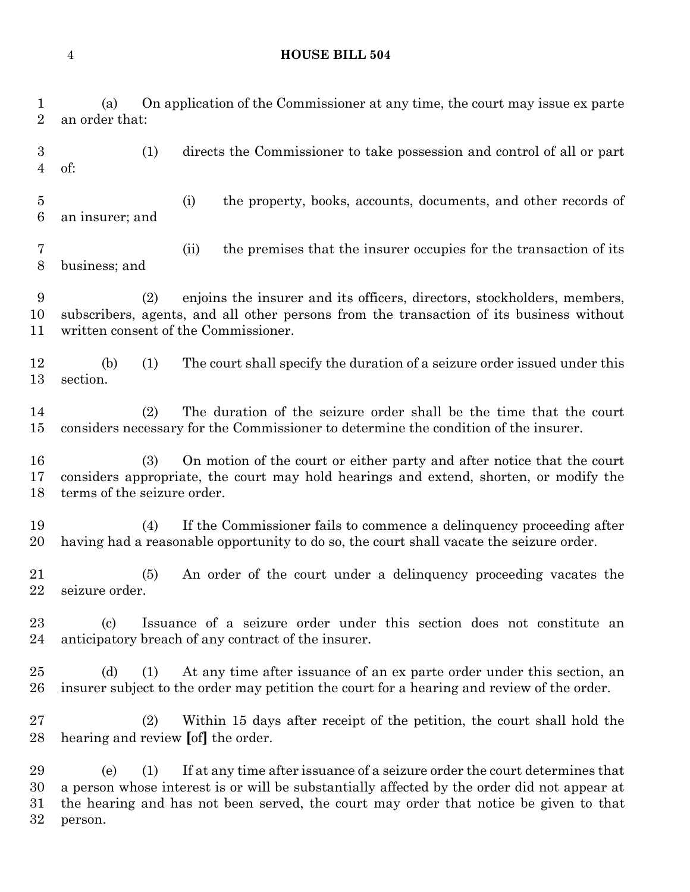(a) On application of the Commissioner at any time, the court may issue ex parte an order that:

(1) directs the Commissioner to take possession and control of all or part of:

(i) the property, books, accounts, documents, and other records of an insurer; and

(ii) the premises that the insurer occupies for the transaction of its business; and

(2) enjoins the insurer and its officers, directors, stockholders, members, subscribers, agents, and all other persons from the transaction of its business without written consent of the Commissioner.

(b) (1) The court shall specify the duration of a seizure order issued under this section.

(2) The duration of the seizure order shall be the time that the court considers necessary for the Commissioner to determine the condition of the insurer.

(3) On motion of the court or either party and after notice that the court considers appropriate, the court may hold hearings and extend, shorten, or modify the terms of the seizure order.

(4) If the Commissioner fails to commence a delinquency proceeding after having had a reasonable opportunity to do so, the court shall vacate the seizure order.

(5) An order of the court under a delinquency proceeding vacates the seizure order.

(c) Issuance of a seizure order under this section does not constitute an anticipatory breach of any contract of the insurer.

(d) (1) At any time after issuance of an ex parte order under this section, an insurer subject to the order may petition the court for a hearing and review of the order.

(2) Within 15 days after receipt of the petition, the court shall hold the hearing and review **[**of**]** the order.

(e) (1) If at any time after issuance of a seizure order the court determines that a person whose interest is or will be substantially affected by the order did not appear at the hearing and has not been served, the court may order that notice be given to that person.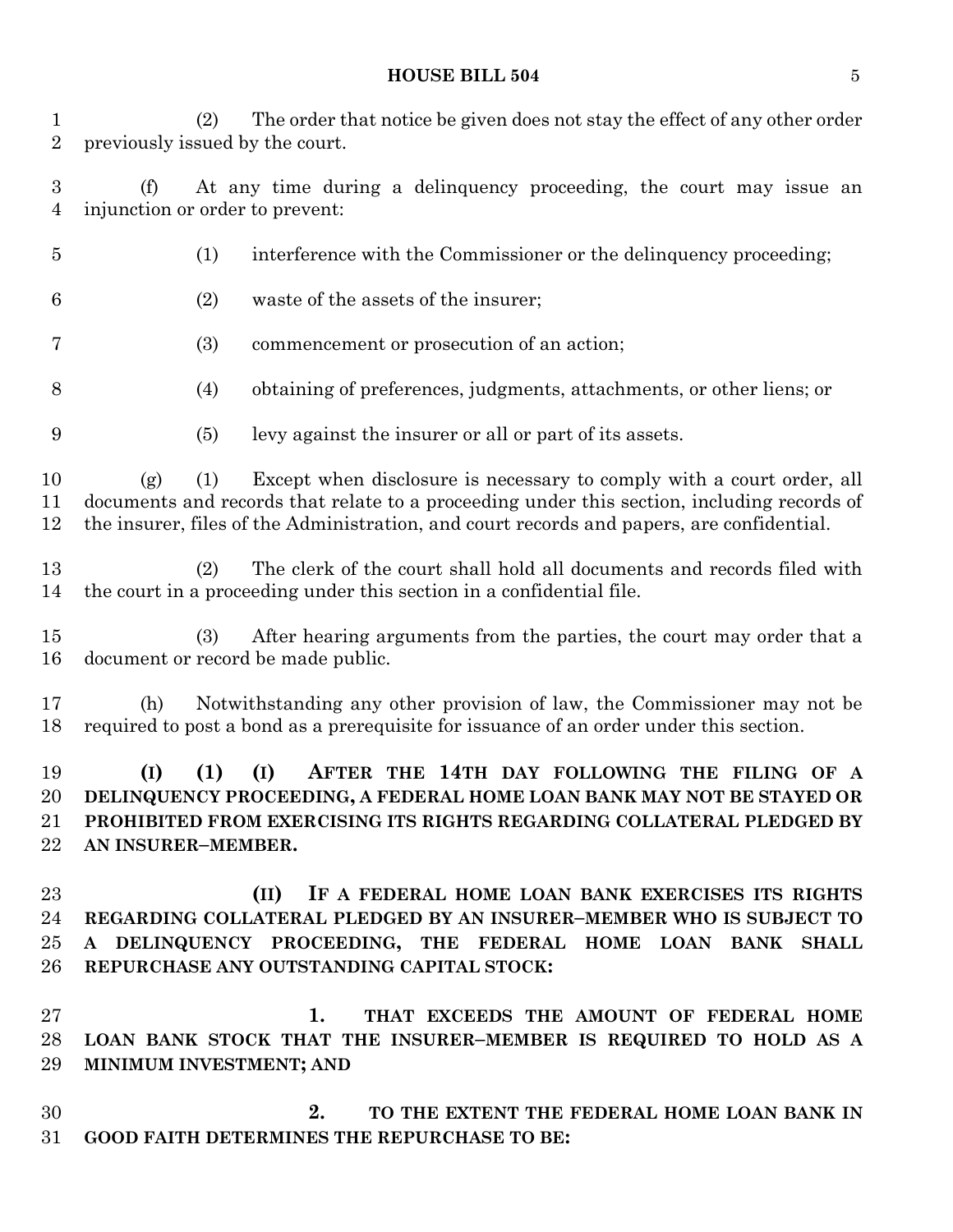(2) The order that notice be given does not stay the effect of any other order previously issued by the court.

(f) At any time during a delinquency proceeding, the court may issue an injunction or order to prevent:

(1) interference with the Commissioner or the delinquency proceeding;

(2) waste of the assets of the insurer;

(3) commencement or prosecution of an action;

(4) obtaining of preferences, judgments, attachments, or other liens; or

(5) levy against the insurer or all or part of its assets.

(g) (1) Except when disclosure is necessary to comply with a court order, all documents and records that relate to a proceeding under this section, including records of the insurer, files of the Administration, and court records and papers, are confidential.

(2) The clerk of the court shall hold all documents and records filed with the court in a proceeding under this section in a confidential file.

(3) After hearing arguments from the parties, the court may order that a document or record be made public.

(h) Notwithstanding any other provision of law, the Commissioner may not be required to post a bond as a prerequisite for issuance of an order under this section.

**(I) (1) (I) AFTER THE 14TH DAY FOLLOWING THE FILING OF A DELINQUENCY PROCEEDING, A FEDERAL HOME LOAN BANK MAY NOT BE STAYED OR PROHIBITED FROM EXERCISING ITS RIGHTS REGARDING COLLATERAL PLEDGED BY AN INSURER–MEMBER.**

**(II) IF A FEDERAL HOME LOAN BANK EXERCISES ITS RIGHTS REGARDING COLLATERAL PLEDGED BY AN INSURER–MEMBER WHO IS SUBJECT TO A DELINQUENCY PROCEEDING, THE FEDERAL HOME LOAN BANK SHALL REPURCHASE ANY OUTSTANDING CAPITAL STOCK:**

**1. THAT EXCEEDS THE AMOUNT OF FEDERAL HOME LOAN BANK STOCK THAT THE INSURER–MEMBER IS REQUIRED TO HOLD AS A MINIMUM INVESTMENT; AND**

**2. TO THE EXTENT THE FEDERAL HOME LOAN BANK IN GOOD FAITH DETERMINES THE REPURCHASE TO BE:**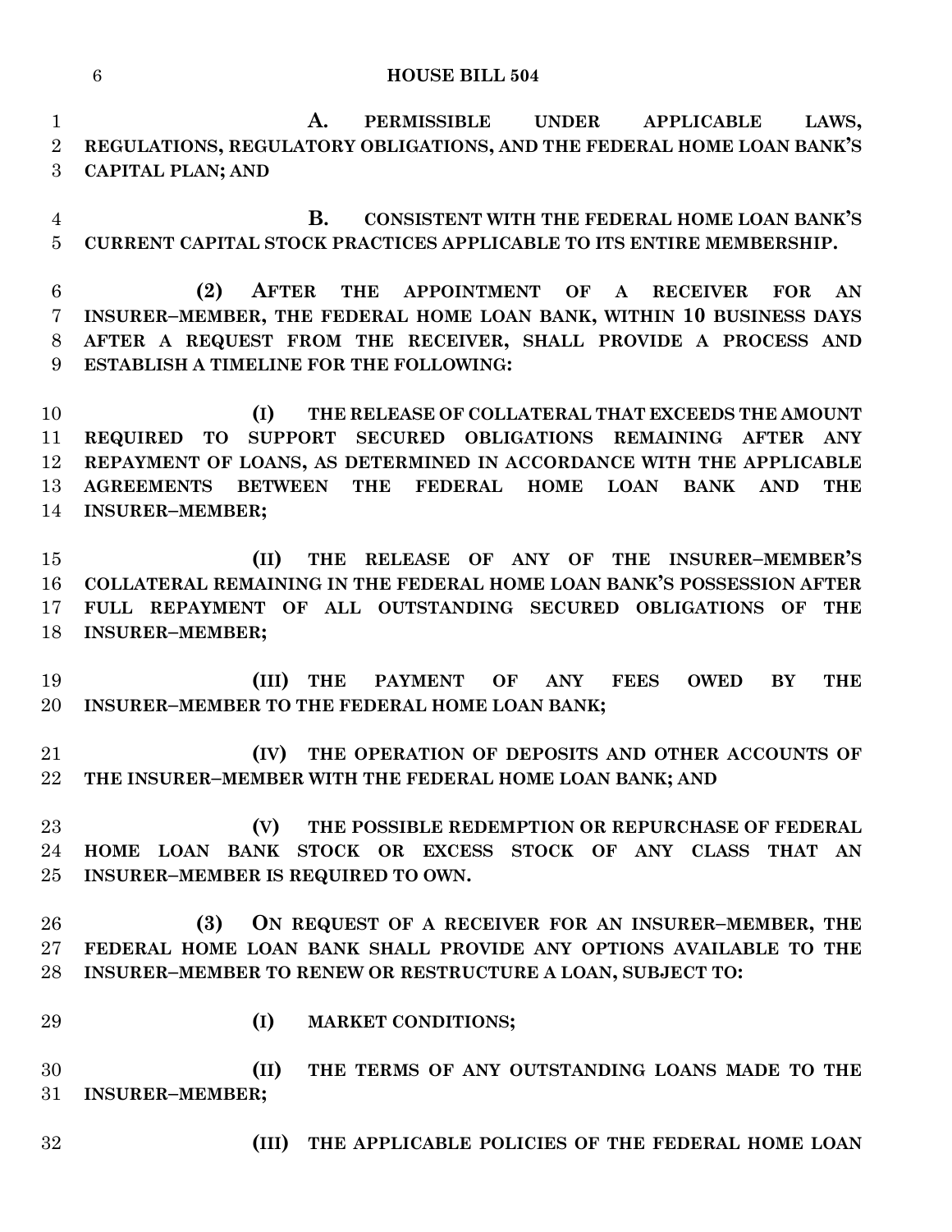**A. PERMISSIBLE UNDER APPLICABLE LAWS, REGULATIONS, REGULATORY OBLIGATIONS, AND THE FEDERAL HOME LOAN BANK'S CAPITAL PLAN; AND**

**B. CONSISTENT WITH THE FEDERAL HOME LOAN BANK'S CURRENT CAPITAL STOCK PRACTICES APPLICABLE TO ITS ENTIRE MEMBERSHIP.**

**(2) AFTER THE APPOINTMENT OF A RECEIVER FOR AN INSURER–MEMBER, THE FEDERAL HOME LOAN BANK, WITHIN 10 BUSINESS DAYS AFTER A REQUEST FROM THE RECEIVER, SHALL PROVIDE A PROCESS AND ESTABLISH A TIMELINE FOR THE FOLLOWING:**

**(I) THE RELEASE OF COLLATERAL THAT EXCEEDS THE AMOUNT REQUIRED TO SUPPORT SECURED OBLIGATIONS REMAINING AFTER ANY REPAYMENT OF LOANS, AS DETERMINED IN ACCORDANCE WITH THE APPLICABLE AGREEMENTS BETWEEN THE FEDERAL HOME LOAN BANK AND THE INSURER–MEMBER;**

**(II) THE RELEASE OF ANY OF THE INSURER–MEMBER'S COLLATERAL REMAINING IN THE FEDERAL HOME LOAN BANK'S POSSESSION AFTER FULL REPAYMENT OF ALL OUTSTANDING SECURED OBLIGATIONS OF THE INSURER–MEMBER;**

**(III) THE PAYMENT OF ANY FEES OWED BY THE INSURER–MEMBER TO THE FEDERAL HOME LOAN BANK;**

**(IV) THE OPERATION OF DEPOSITS AND OTHER ACCOUNTS OF THE INSURER–MEMBER WITH THE FEDERAL HOME LOAN BANK; AND**

**(V) THE POSSIBLE REDEMPTION OR REPURCHASE OF FEDERAL HOME LOAN BANK STOCK OR EXCESS STOCK OF ANY CLASS THAT AN INSURER–MEMBER IS REQUIRED TO OWN.**

**(3) ON REQUEST OF A RECEIVER FOR AN INSURER–MEMBER, THE FEDERAL HOME LOAN BANK SHALL PROVIDE ANY OPTIONS AVAILABLE TO THE INSURER–MEMBER TO RENEW OR RESTRUCTURE A LOAN, SUBJECT TO:**

**(I) MARKET CONDITIONS;**

**(II) THE TERMS OF ANY OUTSTANDING LOANS MADE TO THE INSURER–MEMBER;**

**(III) THE APPLICABLE POLICIES OF THE FEDERAL HOME LOAN**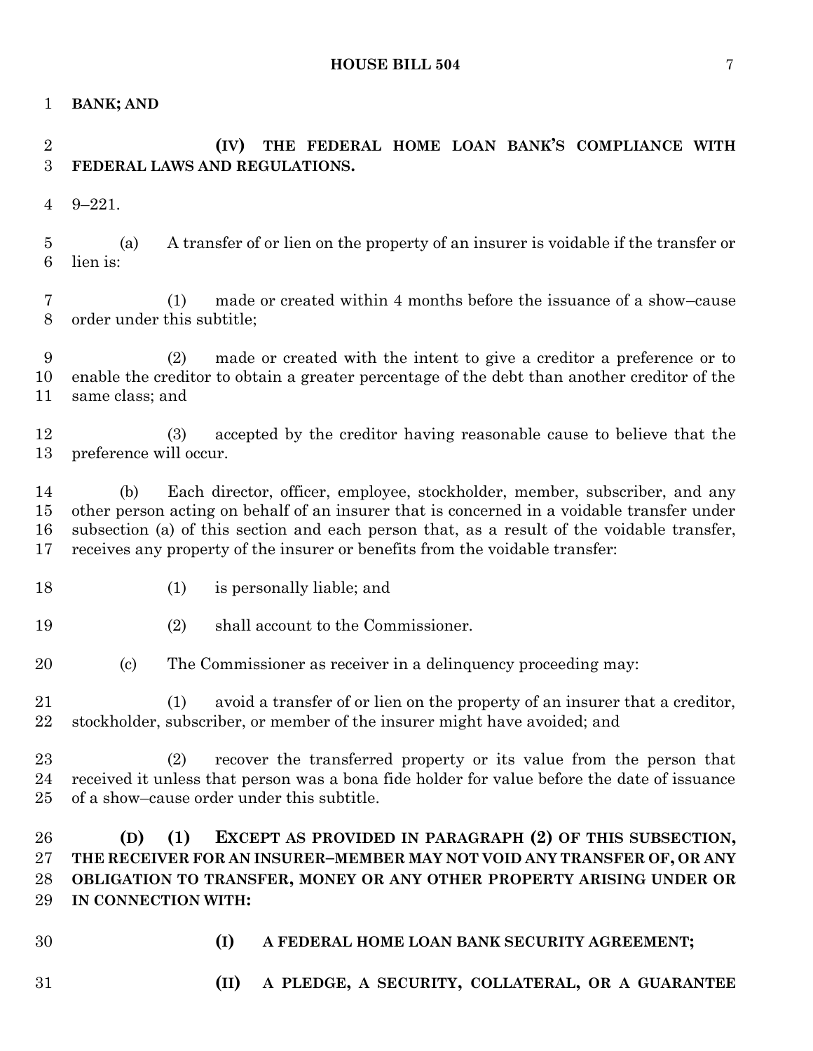**BANK; AND**

**(IV) THE FEDERAL HOME LOAN BANK'S COMPLIANCE WITH FEDERAL LAWS AND REGULATIONS.**

9–221.

(a) A transfer of or lien on the property of an insurer is voidable if the transfer or lien is:

(1) made or created within 4 months before the issuance of a show–cause order under this subtitle;

(2) made or created with the intent to give a creditor a preference or to enable the creditor to obtain a greater percentage of the debt than another creditor of the same class; and

(3) accepted by the creditor having reasonable cause to believe that the preference will occur.

(b) Each director, officer, employee, stockholder, member, subscriber, and any other person acting on behalf of an insurer that is concerned in a voidable transfer under subsection (a) of this section and each person that, as a result of the voidable transfer, receives any property of the insurer or benefits from the voidable transfer:

(1) is personally liable; and

(2) shall account to the Commissioner.

(c) The Commissioner as receiver in a delinquency proceeding may:

(1) avoid a transfer of or lien on the property of an insurer that a creditor, stockholder, subscriber, or member of the insurer might have avoided; and

(2) recover the transferred property or its value from the person that received it unless that person was a bona fide holder for value before the date of issuance of a show–cause order under this subtitle.

**(D) (1) EXCEPT AS PROVIDED IN PARAGRAPH (2) OF THIS SUBSECTION, THE RECEIVER FOR AN INSURER–MEMBER MAY NOT VOID ANY TRANSFER OF, OR ANY OBLIGATION TO TRANSFER, MONEY OR ANY OTHER PROPERTY ARISING UNDER OR IN CONNECTION WITH:**

**(I) A FEDERAL HOME LOAN BANK SECURITY AGREEMENT;**

**(II) A PLEDGE, A SECURITY, COLLATERAL, OR A GUARANTEE**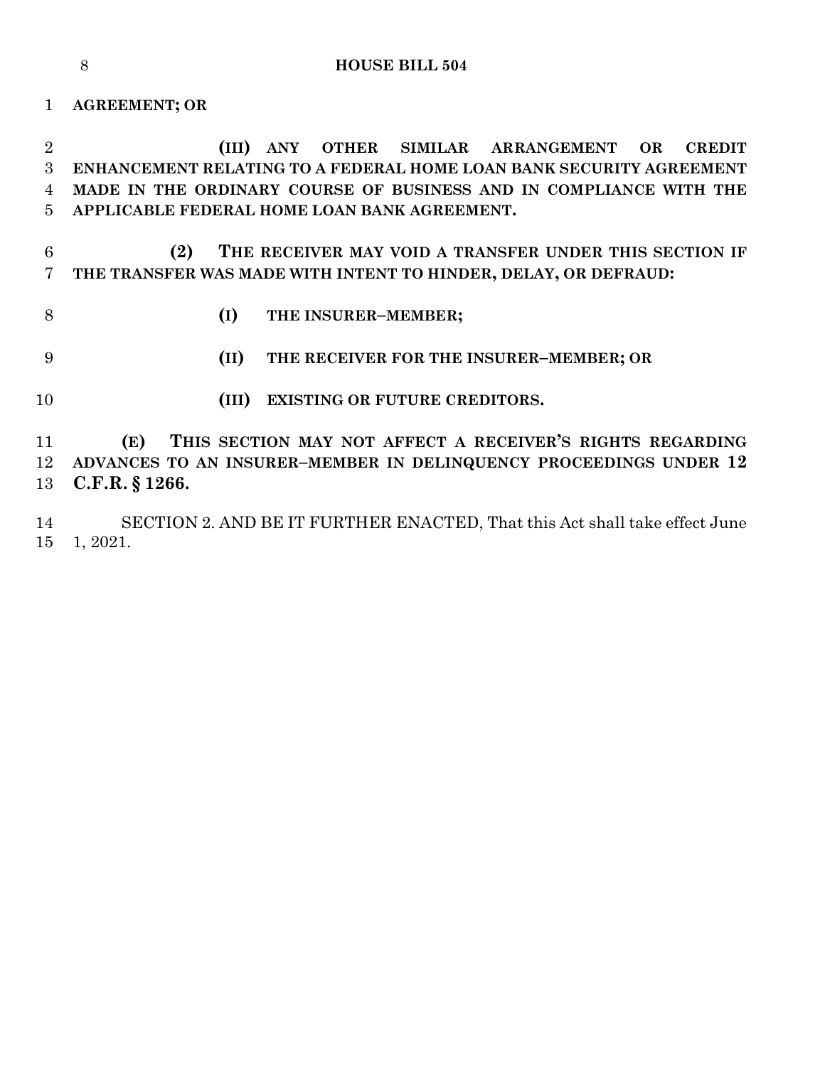**AGREEMENT; OR**

**(III) ANY OTHER SIMILAR ARRANGEMENT OR CREDIT ENHANCEMENT RELATING TO A FEDERAL HOME LOAN BANK SECURITY AGREEMENT MADE IN THE ORDINARY COURSE OF BUSINESS AND IN COMPLIANCE WITH THE APPLICABLE FEDERAL HOME LOAN BANK AGREEMENT.**

**(2) THE RECEIVER MAY VOID A TRANSFER UNDER THIS SECTION IF THE TRANSFER WAS MADE WITH INTENT TO HINDER, DELAY, OR DEFRAUD:**

**(I) THE INSURER–MEMBER;**

**(II) THE RECEIVER FOR THE INSURER–MEMBER; OR**

**(III) EXISTING OR FUTURE CREDITORS.**

**(E) THIS SECTION MAY NOT AFFECT A RECEIVER'S RIGHTS REGARDING ADVANCES TO AN INSURER–MEMBER IN DELINQUENCY PROCEEDINGS UNDER 12 C.F.R. § 1266.**

SECTION 2. AND BE IT FURTHER ENACTED, That this Act shall take effect June 1, 2021.